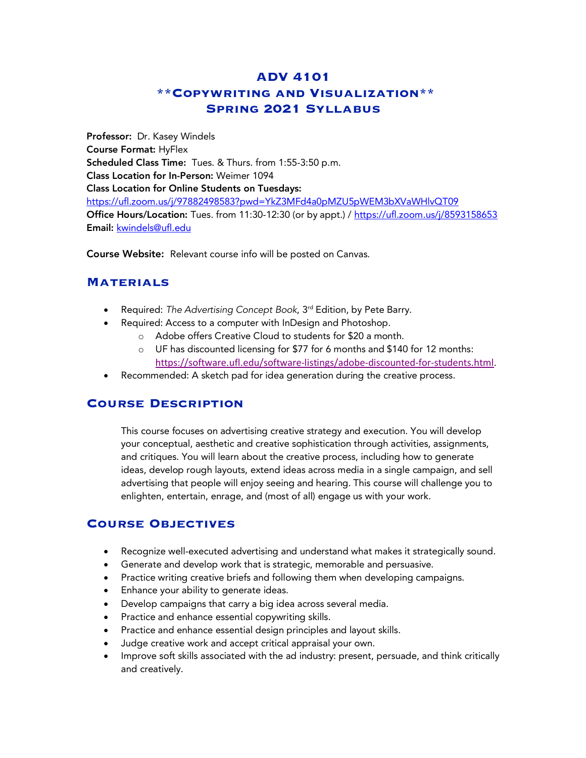# ADV 4101
# **Copywriting and Visualization**
# Spring 2021 Syllabus

**Professor:** Dr. Kasey Windels
**Course Format:** HyFlex
**Scheduled Class Time:** Tues. & Thurs. from 1:55-3:50 p.m.
**Class Location for In-Person:** Weimer 1094
**Class Location for Online Students on Tuesdays:**
https://ufl.zoom.us/j/97882498583?pwd=YkZ3MFd4a0pMZU5pWEM3bXVaWHlvQT09
**Office Hours/Location:** Tues. from 11:30-12:30 (or by appt.) / https://ufl.zoom.us/j/8593158653
**Email:** kwindels@ufl.edu

**Course Website:** Relevant course info will be posted on Canvas.

## Materials

- Required: *The Advertising Concept Book*, 3rd Edition, by Pete Barry.
- Required: Access to a computer with InDesign and Photoshop.
  - Adobe offers Creative Cloud to students for $20 a month.
  - UF has discounted licensing for $77 for 6 months and $140 for 12 months: https://software.ufl.edu/software-listings/adobe-discounted-for-students.html.
- Recommended: A sketch pad for idea generation during the creative process.

## Course Description

This course focuses on advertising creative strategy and execution. You will develop your conceptual, aesthetic and creative sophistication through activities, assignments, and critiques. You will learn about the creative process, including how to generate ideas, develop rough layouts, extend ideas across media in a single campaign, and sell advertising that people will enjoy seeing and hearing. This course will challenge you to enlighten, entertain, enrage, and (most of all) engage us with your work.

## Course Objectives

- Recognize well-executed advertising and understand what makes it strategically sound.
- Generate and develop work that is strategic, memorable and persuasive.
- Practice writing creative briefs and following them when developing campaigns.
- Enhance your ability to generate ideas.
- Develop campaigns that carry a big idea across several media.
- Practice and enhance essential copywriting skills.
- Practice and enhance essential design principles and layout skills.
- Judge creative work and accept critical appraisal your own.
- Improve soft skills associated with the ad industry: present, persuade, and think critically and creatively.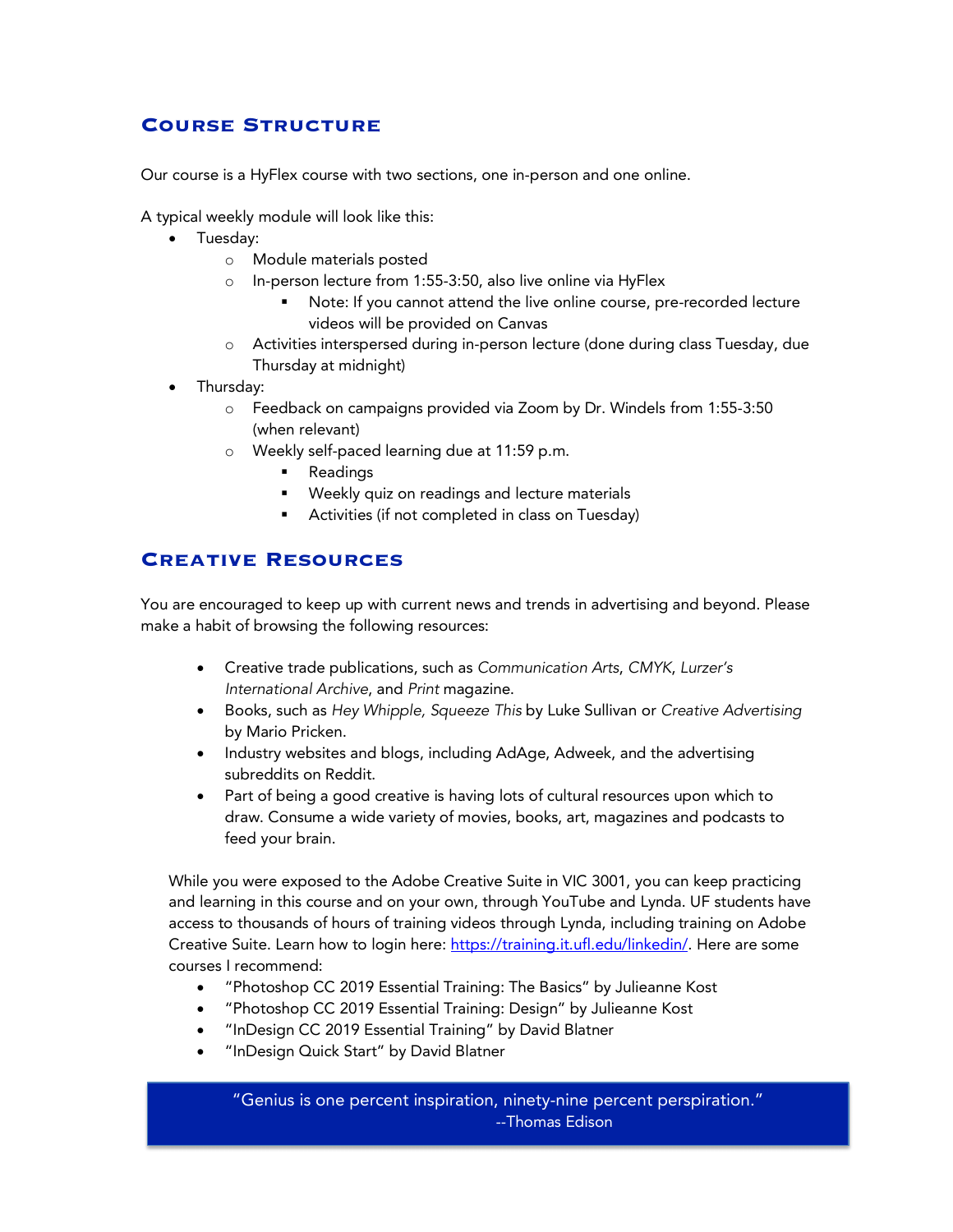## Course Structure

Our course is a HyFlex course with two sections, one in-person and one online.

A typical weekly module will look like this:

- Tuesday:
  - Module materials posted
  - In-person lecture from 1:55-3:50, also live online via HyFlex
    - Note: If you cannot attend the live online course, pre-recorded lecture videos will be provided on Canvas
  - Activities interspersed during in-person lecture (done during class Tuesday, due Thursday at midnight)
- Thursday:
  - Feedback on campaigns provided via Zoom by Dr. Windels from 1:55-3:50 (when relevant)
  - Weekly self-paced learning due at 11:59 p.m.
    - Readings
    - Weekly quiz on readings and lecture materials
    - Activities (if not completed in class on Tuesday)

## Creative Resources

You are encouraged to keep up with current news and trends in advertising and beyond. Please make a habit of browsing the following resources:

- Creative trade publications, such as *Communication Arts*, *CMYK*, *Lurzer's International Archive*, and *Print* magazine.
- Books, such as *Hey Whipple, Squeeze This* by Luke Sullivan or *Creative Advertising* by Mario Pricken.
- Industry websites and blogs, including AdAge, Adweek, and the advertising subreddits on Reddit.
- Part of being a good creative is having lots of cultural resources upon which to draw. Consume a wide variety of movies, books, art, magazines and podcasts to feed your brain.

While you were exposed to the Adobe Creative Suite in VIC 3001, you can keep practicing and learning in this course and on your own, through YouTube and Lynda. UF students have access to thousands of hours of training videos through Lynda, including training on Adobe Creative Suite. Learn how to login here: [https://training.it.ufl.edu/linkedin/](https://training.it.ufl.edu/linkedin/). Here are some courses I recommend:

- "Photoshop CC 2019 Essential Training: The Basics" by Julieanne Kost
- "Photoshop CC 2019 Essential Training: Design" by Julieanne Kost
- "InDesign CC 2019 Essential Training" by David Blatner
- "InDesign Quick Start" by David Blatner

> "Genius is one percent inspiration, ninety-nine percent perspiration."
> --Thomas Edison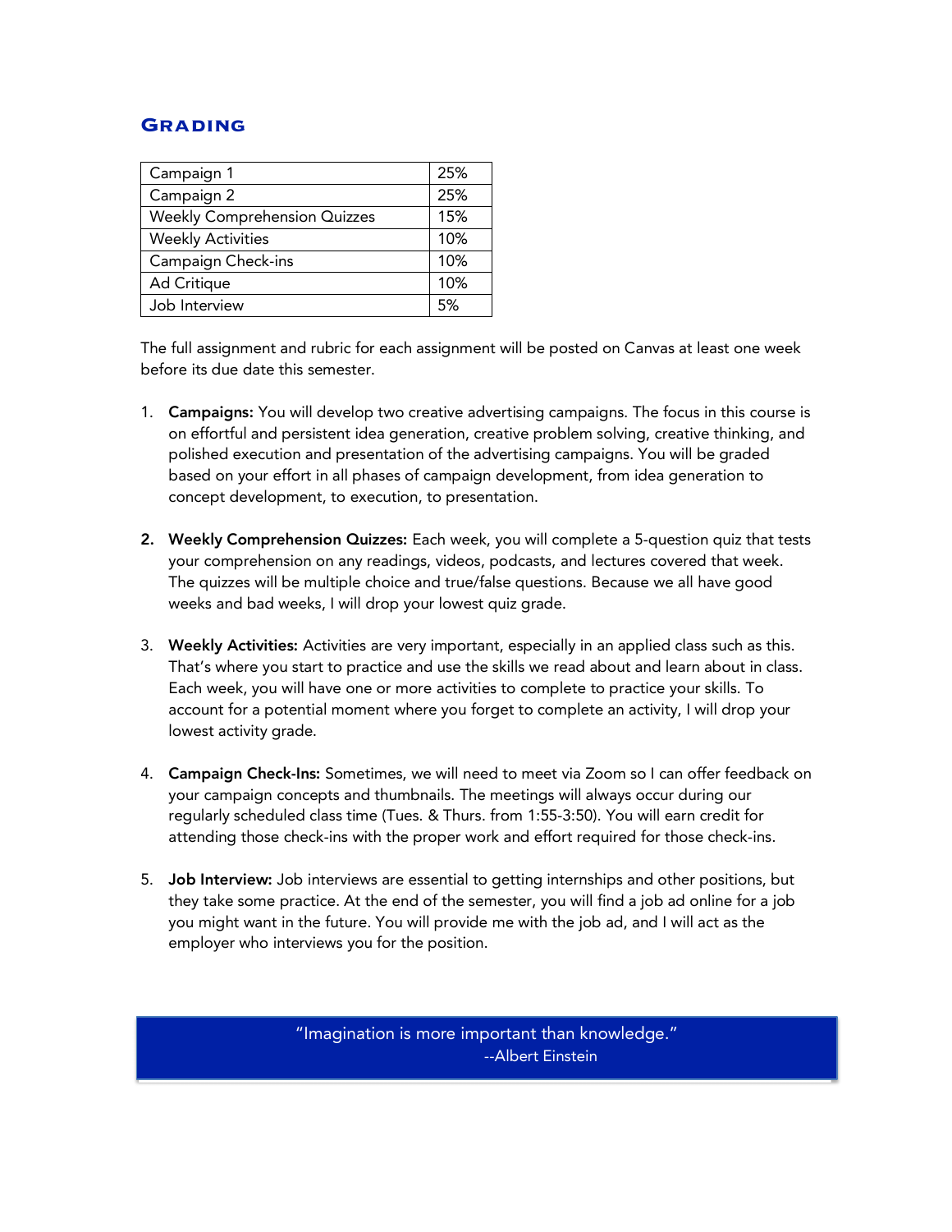## Grading

| Campaign 1 | 25% |
|---|---|
| Campaign 2 | 25% |
| Weekly Comprehension Quizzes | 15% |
| Weekly Activities | 10% |
| Campaign Check-ins | 10% |
| Ad Critique | 10% |
| Job Interview | 5% |

The full assignment and rubric for each assignment will be posted on Canvas at least one week before its due date this semester.

1. **Campaigns:** You will develop two creative advertising campaigns. The focus in this course is on effortful and persistent idea generation, creative problem solving, creative thinking, and polished execution and presentation of the advertising campaigns. You will be graded based on your effort in all phases of campaign development, from idea generation to concept development, to execution, to presentation.

2. **Weekly Comprehension Quizzes:** Each week, you will complete a 5-question quiz that tests your comprehension on any readings, videos, podcasts, and lectures covered that week. The quizzes will be multiple choice and true/false questions. Because we all have good weeks and bad weeks, I will drop your lowest quiz grade.

3. **Weekly Activities:** Activities are very important, especially in an applied class such as this. That's where you start to practice and use the skills we read about and learn about in class. Each week, you will have one or more activities to complete to practice your skills. To account for a potential moment where you forget to complete an activity, I will drop your lowest activity grade.

4. **Campaign Check-Ins:** Sometimes, we will need to meet via Zoom so I can offer feedback on your campaign concepts and thumbnails. The meetings will always occur during our regularly scheduled class time (Tues. & Thurs. from 1:55-3:50). You will earn credit for attending those check-ins with the proper work and effort required for those check-ins.

5. **Job Interview:** Job interviews are essential to getting internships and other positions, but they take some practice. At the end of the semester, you will find a job ad online for a job you might want in the future. You will provide me with the job ad, and I will act as the employer who interviews you for the position.

"Imagination is more important than knowledge."
--Albert Einstein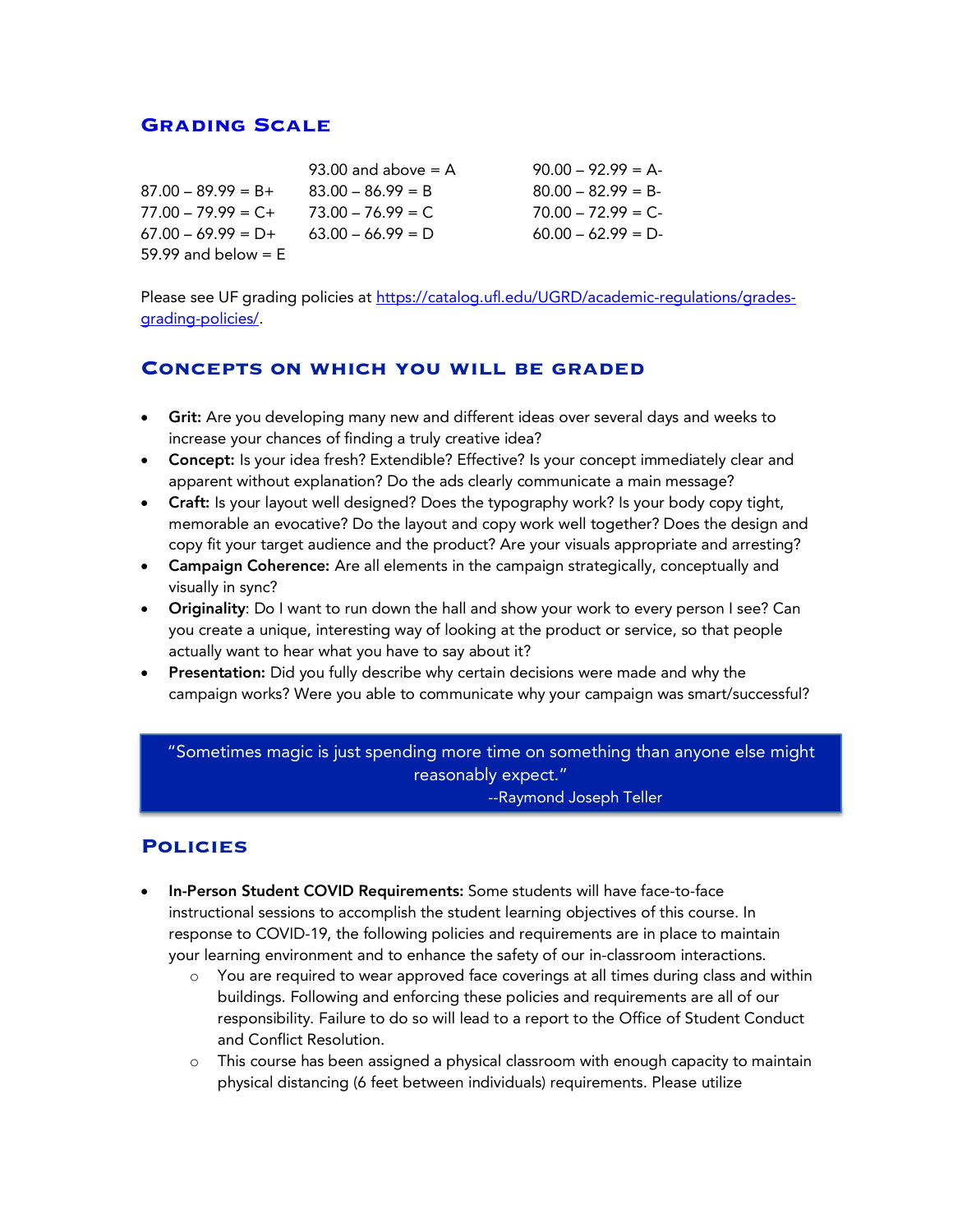## Grading Scale

| | | |
|---|---|---|
| | 93.00 and above = A | 90.00 – 92.99 = A- |
| 87.00 – 89.99 = B+ | 83.00 – 86.99 = B | 80.00 – 82.99 = B- |
| 77.00 – 79.99 = C+ | 73.00 – 76.99 = C | 70.00 – 72.99 = C- |
| 67.00 – 69.99 = D+ | 63.00 – 66.99 = D | 60.00 – 62.99 = D- |
| 59.99 and below = E | | |

Please see UF grading policies at [https://catalog.ufl.edu/UGRD/academic-regulations/grades-grading-policies/](https://catalog.ufl.edu/UGRD/academic-regulations/grades-grading-policies/).

## Concepts on which you will be graded

- **Grit:** Are you developing many new and different ideas over several days and weeks to increase your chances of finding a truly creative idea?
- **Concept:** Is your idea fresh? Extendible? Effective? Is your concept immediately clear and apparent without explanation? Do the ads clearly communicate a main message?
- **Craft:** Is your layout well designed? Does the typography work? Is your body copy tight, memorable an evocative? Do the layout and copy work well together? Does the design and copy fit your target audience and the product? Are your visuals appropriate and arresting?
- **Campaign Coherence:** Are all elements in the campaign strategically, conceptually and visually in sync?
- **Originality**: Do I want to run down the hall and show your work to every person I see? Can you create a unique, interesting way of looking at the product or service, so that people actually want to hear what you have to say about it?
- **Presentation:** Did you fully describe why certain decisions were made and why the campaign works? Were you able to communicate why your campaign was smart/successful?

> "Sometimes magic is just spending more time on something than anyone else might reasonably expect."
> --Raymond Joseph Teller

## Policies

- **In-Person Student COVID Requirements:** Some students will have face-to-face instructional sessions to accomplish the student learning objectives of this course. In response to COVID-19, the following policies and requirements are in place to maintain your learning environment and to enhance the safety of our in-classroom interactions.
  - You are required to wear approved face coverings at all times during class and within buildings. Following and enforcing these policies and requirements are all of our responsibility. Failure to do so will lead to a report to the Office of Student Conduct and Conflict Resolution.
  - This course has been assigned a physical classroom with enough capacity to maintain physical distancing (6 feet between individuals) requirements. Please utilize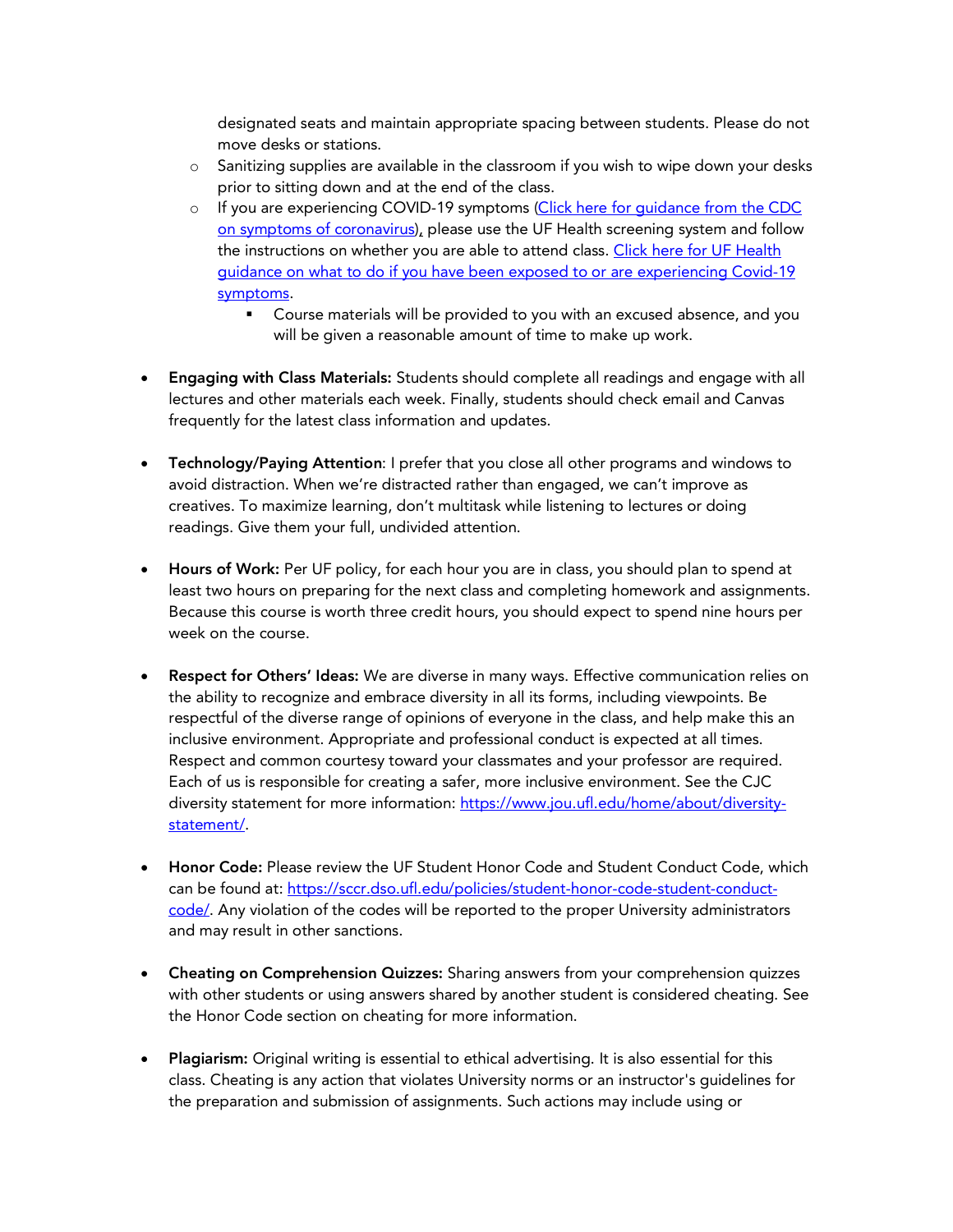designated seats and maintain appropriate spacing between students. Please do not move desks or stations.
  - Sanitizing supplies are available in the classroom if you wish to wipe down your desks prior to sitting down and at the end of the class.
  - If you are experiencing COVID-19 symptoms ([Click here for guidance from the CDC on symptoms of coronavirus](#)), please use the UF Health screening system and follow the instructions on whether you are able to attend class. [Click here for UF Health guidance on what to do if you have been exposed to or are experiencing Covid-19 symptoms](#).
    - Course materials will be provided to you with an excused absence, and you will be given a reasonable amount of time to make up work.

- **Engaging with Class Materials:** Students should complete all readings and engage with all lectures and other materials each week. Finally, students should check email and Canvas frequently for the latest class information and updates.

- **Technology/Paying Attention**: I prefer that you close all other programs and windows to avoid distraction. When we're distracted rather than engaged, we can't improve as creatives. To maximize learning, don't multitask while listening to lectures or doing readings. Give them your full, undivided attention.

- **Hours of Work:** Per UF policy, for each hour you are in class, you should plan to spend at least two hours on preparing for the next class and completing homework and assignments. Because this course is worth three credit hours, you should expect to spend nine hours per week on the course.

- **Respect for Others' Ideas:** We are diverse in many ways. Effective communication relies on the ability to recognize and embrace diversity in all its forms, including viewpoints. Be respectful of the diverse range of opinions of everyone in the class, and help make this an inclusive environment. Appropriate and professional conduct is expected at all times. Respect and common courtesy toward your classmates and your professor are required. Each of us is responsible for creating a safer, more inclusive environment. See the CJC diversity statement for more information: [https://www.jou.ufl.edu/home/about/diversity-statement/](https://www.jou.ufl.edu/home/about/diversity-statement/).

- **Honor Code:** Please review the UF Student Honor Code and Student Conduct Code, which can be found at: [https://sccr.dso.ufl.edu/policies/student-honor-code-student-conduct-code/](https://sccr.dso.ufl.edu/policies/student-honor-code-student-conduct-code/). Any violation of the codes will be reported to the proper University administrators and may result in other sanctions.

- **Cheating on Comprehension Quizzes:** Sharing answers from your comprehension quizzes with other students or using answers shared by another student is considered cheating. See the Honor Code section on cheating for more information.

- **Plagiarism:** Original writing is essential to ethical advertising. It is also essential for this class. Cheating is any action that violates University norms or an instructor's guidelines for the preparation and submission of assignments. Such actions may include using or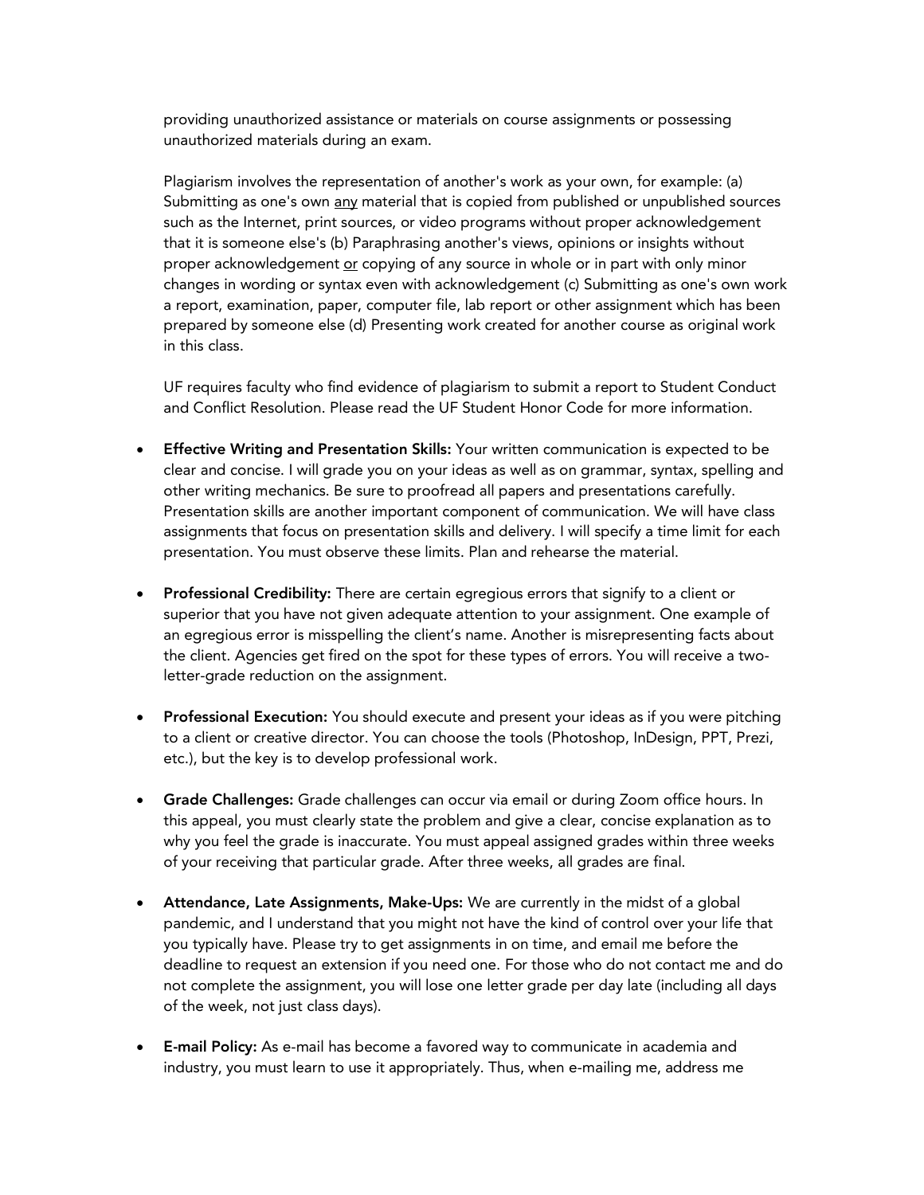providing unauthorized assistance or materials on course assignments or possessing unauthorized materials during an exam.

Plagiarism involves the representation of another's work as your own, for example: (a) Submitting as one's own <u>any</u> material that is copied from published or unpublished sources such as the Internet, print sources, or video programs without proper acknowledgement that it is someone else's (b) Paraphrasing another's views, opinions or insights without proper acknowledgement <u>or</u> copying of any source in whole or in part with only minor changes in wording or syntax even with acknowledgement (c) Submitting as one's own work a report, examination, paper, computer file, lab report or other assignment which has been prepared by someone else (d) Presenting work created for another course as original work in this class.

UF requires faculty who find evidence of plagiarism to submit a report to Student Conduct and Conflict Resolution. Please read the UF Student Honor Code for more information.

- **Effective Writing and Presentation Skills:** Your written communication is expected to be clear and concise. I will grade you on your ideas as well as on grammar, syntax, spelling and other writing mechanics. Be sure to proofread all papers and presentations carefully. Presentation skills are another important component of communication. We will have class assignments that focus on presentation skills and delivery. I will specify a time limit for each presentation. You must observe these limits. Plan and rehearse the material.

- **Professional Credibility:** There are certain egregious errors that signify to a client or superior that you have not given adequate attention to your assignment. One example of an egregious error is misspelling the client's name. Another is misrepresenting facts about the client. Agencies get fired on the spot for these types of errors. You will receive a two-letter-grade reduction on the assignment.

- **Professional Execution:** You should execute and present your ideas as if you were pitching to a client or creative director. You can choose the tools (Photoshop, InDesign, PPT, Prezi, etc.), but the key is to develop professional work.

- **Grade Challenges:** Grade challenges can occur via email or during Zoom office hours. In this appeal, you must clearly state the problem and give a clear, concise explanation as to why you feel the grade is inaccurate. You must appeal assigned grades within three weeks of your receiving that particular grade. After three weeks, all grades are final.

- **Attendance, Late Assignments, Make-Ups:** We are currently in the midst of a global pandemic, and I understand that you might not have the kind of control over your life that you typically have. Please try to get assignments in on time, and email me before the deadline to request an extension if you need one. For those who do not contact me and do not complete the assignment, you will lose one letter grade per day late (including all days of the week, not just class days).

- **E-mail Policy:** As e-mail has become a favored way to communicate in academia and industry, you must learn to use it appropriately. Thus, when e-mailing me, address me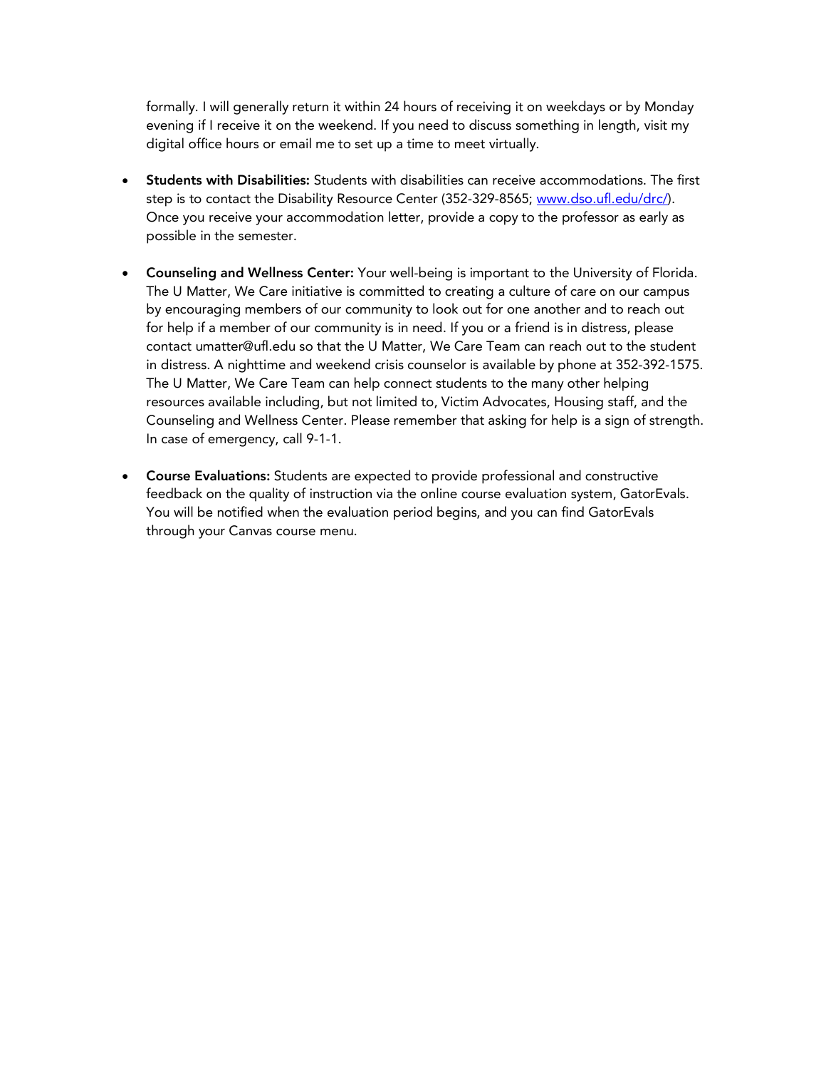formally. I will generally return it within 24 hours of receiving it on weekdays or by Monday evening if I receive it on the weekend. If you need to discuss something in length, visit my digital office hours or email me to set up a time to meet virtually.

- **Students with Disabilities:** Students with disabilities can receive accommodations. The first step is to contact the Disability Resource Center (352-329-8565; [www.dso.ufl.edu/drc/](www.dso.ufl.edu/drc/)). Once you receive your accommodation letter, provide a copy to the professor as early as possible in the semester.

- **Counseling and Wellness Center:** Your well-being is important to the University of Florida. The U Matter, We Care initiative is committed to creating a culture of care on our campus by encouraging members of our community to look out for one another and to reach out for help if a member of our community is in need. If you or a friend is in distress, please contact umatter@ufl.edu so that the U Matter, We Care Team can reach out to the student in distress. A nighttime and weekend crisis counselor is available by phone at 352-392-1575. The U Matter, We Care Team can help connect students to the many other helping resources available including, but not limited to, Victim Advocates, Housing staff, and the Counseling and Wellness Center. Please remember that asking for help is a sign of strength. In case of emergency, call 9-1-1.

- **Course Evaluations:** Students are expected to provide professional and constructive feedback on the quality of instruction via the online course evaluation system, GatorEvals. You will be notified when the evaluation period begins, and you can find GatorEvals through your Canvas course menu.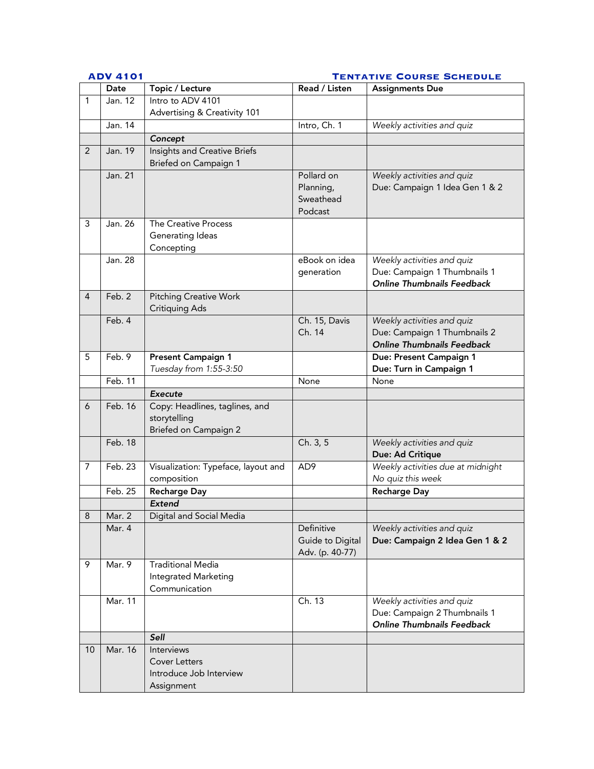**ADV 4101** **TENTATIVE COURSE SCHEDULE**

| | Date | Topic / Lecture | Read / Listen | Assignments Due |
|---|---|---|---|---|
| 1 | Jan. 12 | Intro to ADV 4101<br>Advertising & Creativity 101 | | |
| | Jan. 14 | | Intro, Ch. 1 | *Weekly activities and quiz* |
| | | ***Concept*** | | |
| 2 | Jan. 19 | Insights and Creative Briefs<br>Briefed on Campaign 1 | | |
| | Jan. 21 | | Pollard on Planning, Sweathead Podcast | *Weekly activities and quiz*<br>Due: Campaign 1 Idea Gen 1 & 2 |
| 3 | Jan. 26 | The Creative Process<br>Generating Ideas<br>Concepting | | |
| | Jan. 28 | | eBook on idea generation | *Weekly activities and quiz*<br>Due: Campaign 1 Thumbnails 1<br>***Online Thumbnails Feedback*** |
| 4 | Feb. 2 | Pitching Creative Work<br>Critiquing Ads | | |
| | Feb. 4 | | Ch. 15, Davis Ch. 14 | *Weekly activities and quiz*<br>Due: Campaign 1 Thumbnails 2<br>***Online Thumbnails Feedback*** |
| 5 | Feb. 9 | **Present Campaign 1**<br>*Tuesday from 1:55-3:50* | | **Due: Present Campaign 1**<br>**Due: Turn in Campaign 1** |
| | Feb. 11 | | None | None |
| | | ***Execute*** | | |
| 6 | Feb. 16 | Copy: Headlines, taglines, and storytelling<br>Briefed on Campaign 2 | | |
| | Feb. 18 | | Ch. 3, 5 | *Weekly activities and quiz*<br>**Due: Ad Critique** |
| 7 | Feb. 23 | Visualization: Typeface, layout and composition | AD9 | *Weekly activities due at midnight*<br>*No quiz this week* |
| | Feb. 25 | **Recharge Day** | | **Recharge Day** |
| | | ***Extend*** | | |
| 8 | Mar. 2 | Digital and Social Media | | |
| | Mar. 4 | | Definitive Guide to Digital Adv. (p. 40-77) | *Weekly activities and quiz*<br>**Due: Campaign 2 Idea Gen 1 & 2** |
| 9 | Mar. 9 | Traditional Media<br>Integrated Marketing Communication | | |
| | Mar. 11 | | Ch. 13 | *Weekly activities and quiz*<br>Due: Campaign 2 Thumbnails 1<br>***Online Thumbnails Feedback*** |
| | | ***Sell*** | | |
| 10 | Mar. 16 | Interviews<br>Cover Letters<br>Introduce Job Interview Assignment | | |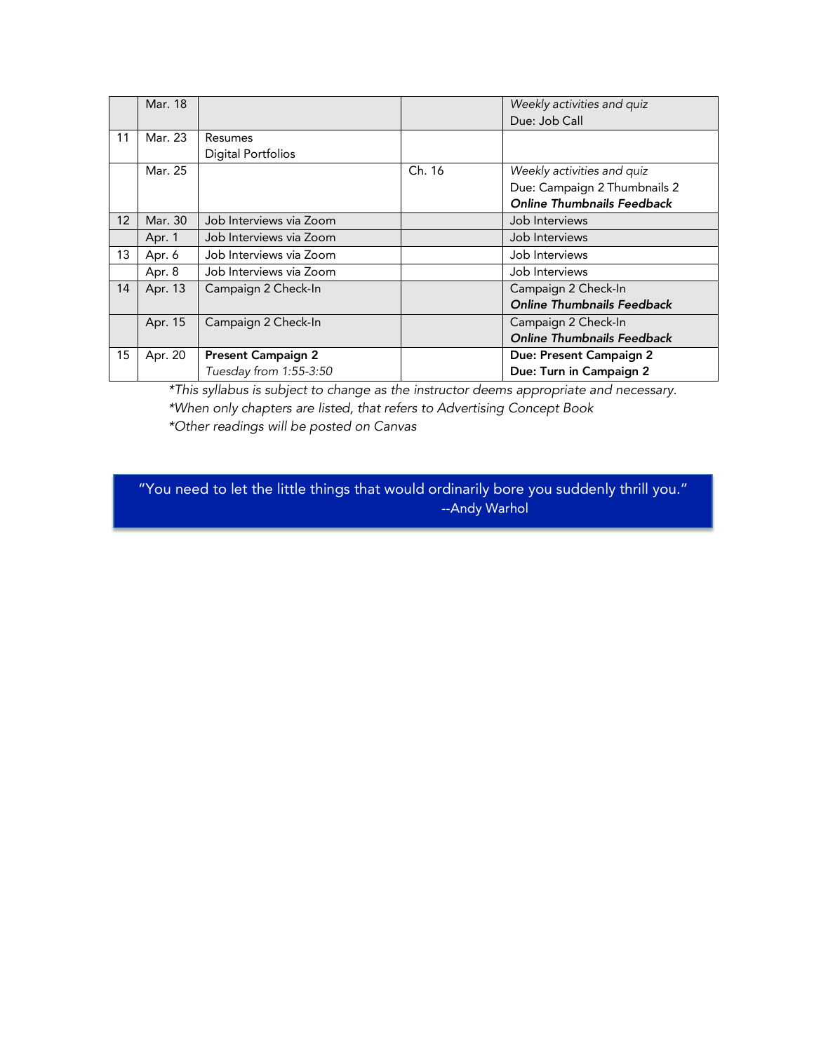| | | | | |
|---|---|---|---|---|
| | Mar. 18 | | | *Weekly activities and quiz*<br>Due: Job Call |
| 11 | Mar. 23 | Resumes<br>Digital Portfolios | | |
| | Mar. 25 | | Ch. 16 | *Weekly activities and quiz*<br>Due: Campaign 2 Thumbnails 2<br>***Online Thumbnails Feedback*** |
| 12 | Mar. 30 | Job Interviews via Zoom | | Job Interviews |
| | Apr. 1 | Job Interviews via Zoom | | Job Interviews |
| 13 | Apr. 6 | Job Interviews via Zoom | | Job Interviews |
| | Apr. 8 | Job Interviews via Zoom | | Job Interviews |
| 14 | Apr. 13 | Campaign 2 Check-In | | Campaign 2 Check-In<br>***Online Thumbnails Feedback*** |
| | Apr. 15 | Campaign 2 Check-In | | Campaign 2 Check-In<br>***Online Thumbnails Feedback*** |
| 15 | Apr. 20 | **Present Campaign 2**<br>*Tuesday from 1:55-3:50* | | **Due: Present Campaign 2**<br>**Due: Turn in Campaign 2** |

*\*This syllabus is subject to change as the instructor deems appropriate and necessary.*
*\*When only chapters are listed, that refers to Advertising Concept Book*
*\*Other readings will be posted on Canvas*

"You need to let the little things that would ordinarily bore you suddenly thrill you."
--Andy Warhol